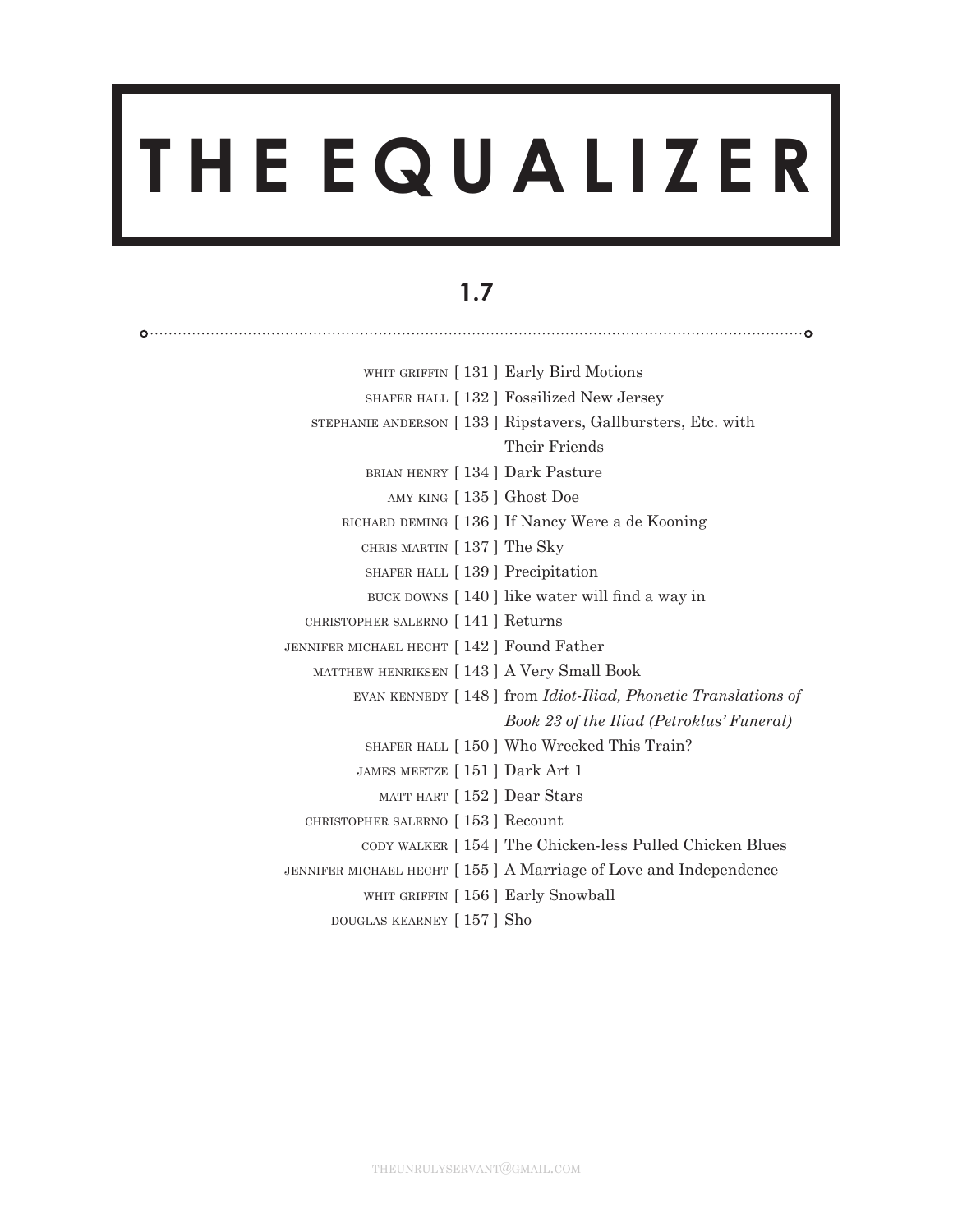# THE EQUALIZER

## 1.7

| | | |
|---|---|---|
| WHIT GRIFFIN | [ 131 ] | Early Bird Motions |
| SHAFER HALL | [ 132 ] | Fossilized New Jersey |
| STEPHANIE ANDERSON | [ 133 ] | Ripstavers, Gallbursters, Etc. with Their Friends |
| BRIAN HENRY | [ 134 ] | Dark Pasture |
| AMY KING | [ 135 ] | Ghost Doe |
| RICHARD DEMING | [ 136 ] | If Nancy Were a de Kooning |
| CHRIS MARTIN | [ 137 ] | The Sky |
| SHAFER HALL | [ 139 ] | Precipitation |
| BUCK DOWNS | [ 140 ] | like water will find a way in |
| CHRISTOPHER SALERNO | [ 141 ] | Returns |
| JENNIFER MICHAEL HECHT | [ 142 ] | Found Father |
| MATTHEW HENRIKSEN | [ 143 ] | A Very Small Book |
| EVAN KENNEDY | [ 148 ] | from *Idiot-Iliad, Phonetic Translations of Book 23 of the Iliad (Petroklus' Funeral)* |
| SHAFER HALL | [ 150 ] | Who Wrecked This Train? |
| JAMES MEETZE | [ 151 ] | Dark Art 1 |
| MATT HART | [ 152 ] | Dear Stars |
| CHRISTOPHER SALERNO | [ 153 ] | Recount |
| CODY WALKER | [ 154 ] | The Chicken-less Pulled Chicken Blues |
| JENNIFER MICHAEL HECHT | [ 155 ] | A Marriage of Love and Independence |
| WHIT GRIFFIN | [ 156 ] | Early Snowball |
| DOUGLAS KEARNEY | [ 157 ] | Sho |

THEUNRULYSERVANT@GMAIL.COM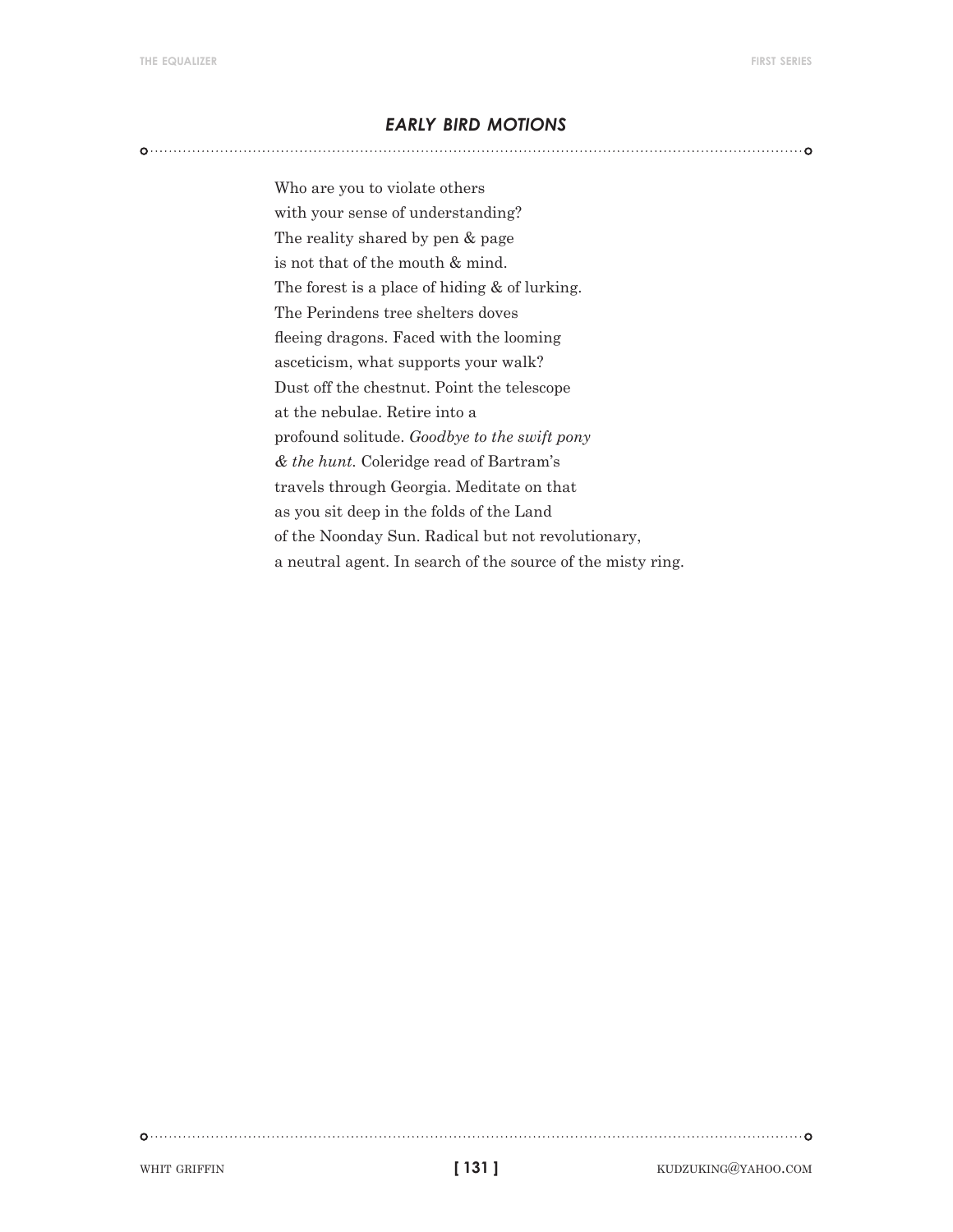## *EARLY BIRD MOTIONS*

Who are you to violate others  
with your sense of understanding?  
The reality shared by pen & page  
is not that of the mouth & mind.  
The forest is a place of hiding & of lurking.  
The Perindens tree shelters doves  
fleeing dragons. Faced with the looming  
asceticism, what supports your walk?  
Dust off the chestnut. Point the telescope  
at the nebulae. Retire into a  
profound solitude. *Goodbye to the swift pony*  
*& the hunt.* Coleridge read of Bartram's  
travels through Georgia. Meditate on that  
as you sit deep in the folds of the Land  
of the Noonday Sun. Radical but not revolutionary,  
a neutral agent. In search of the source of the misty ring.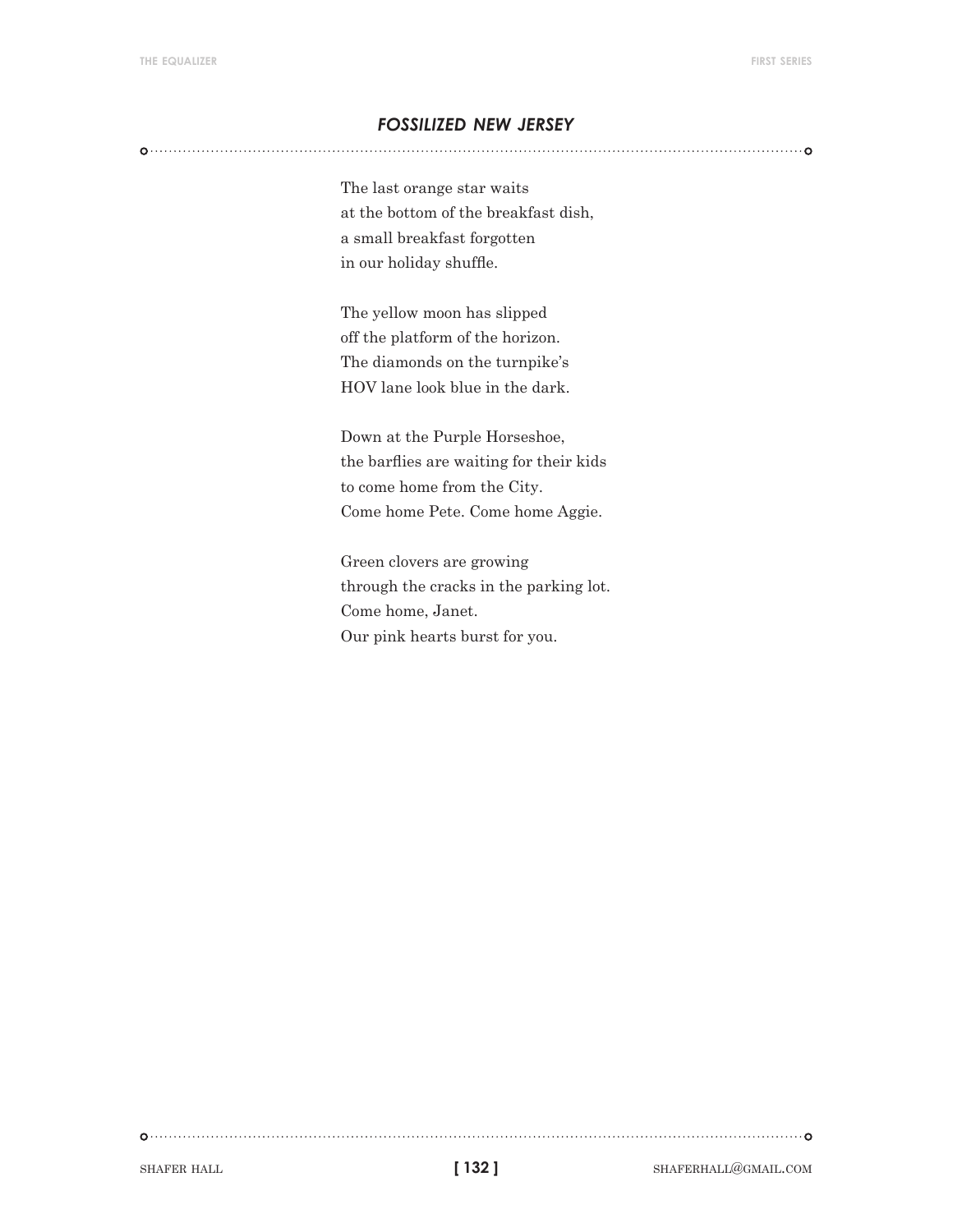## *FOSSILIZED NEW JERSEY*

The last orange star waits  
at the bottom of the breakfast dish,  
a small breakfast forgotten  
in our holiday shuffle.

The yellow moon has slipped  
off the platform of the horizon.  
The diamonds on the turnpike's  
HOV lane look blue in the dark.

Down at the Purple Horseshoe,  
the barflies are waiting for their kids  
to come home from the City.  
Come home Pete. Come home Aggie.

Green clovers are growing  
through the cracks in the parking lot.  
Come home, Janet.  
Our pink hearts burst for you.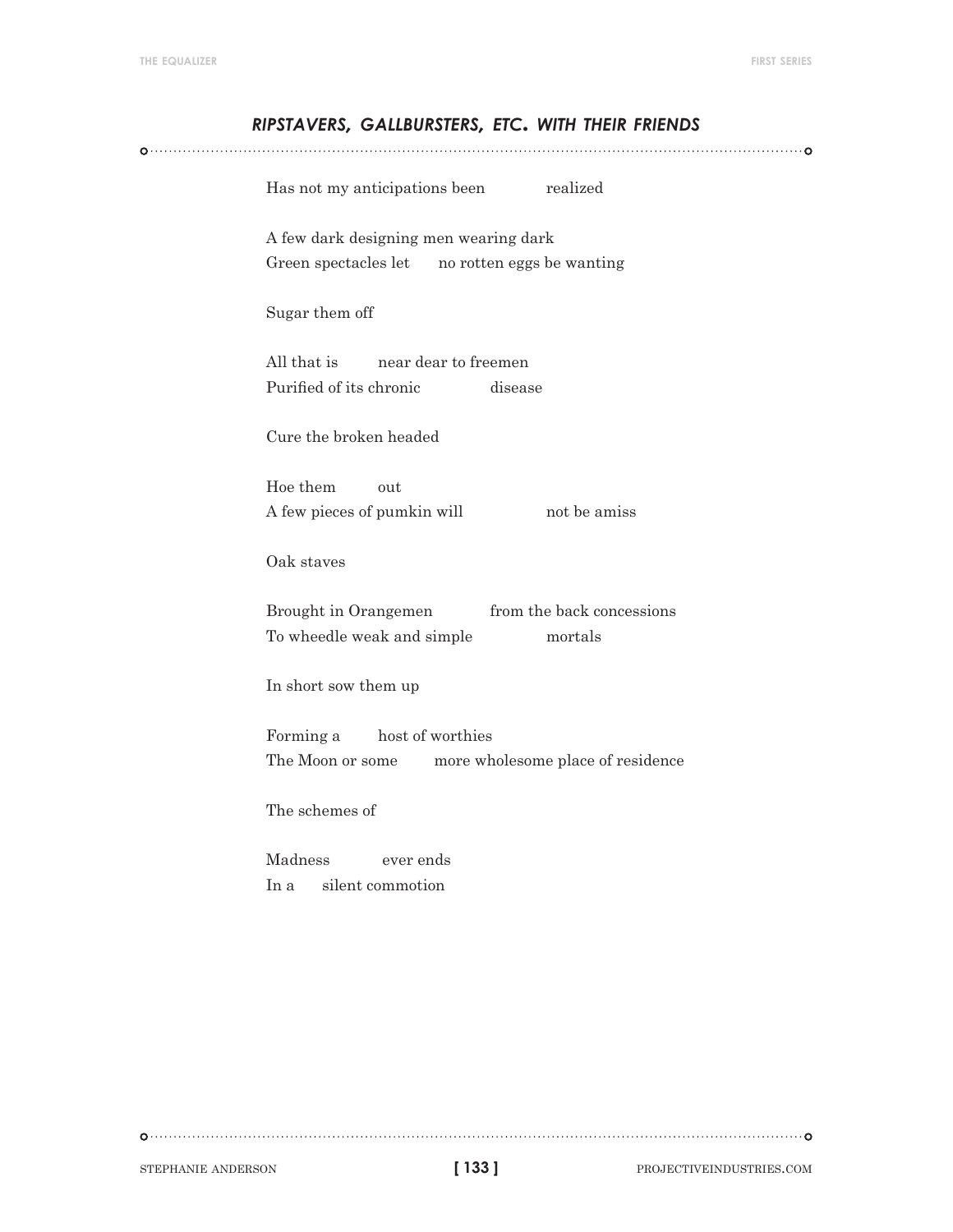## *RIPSTAVERS, GALLBURSTERS, ETC. WITH THEIR FRIENDS*

Has not my anticipations been            realized

A few dark designing men wearing dark  
Green spectacles let      no rotten eggs be wanting

Sugar them off

All that is         near dear to freemen  
Purified of its chronic               disease

Cure the broken headed

Hoe them         out  
A few pieces of pumkin will                 not be amiss

Oak staves

Brought in Orangemen            from the back concessions  
To wheedle weak and simple              mortals

In short sow them up

Forming a        host of worthies  
The Moon or some        more wholesome place of residence

The schemes of

Madness           ever ends  
In a      silent commotion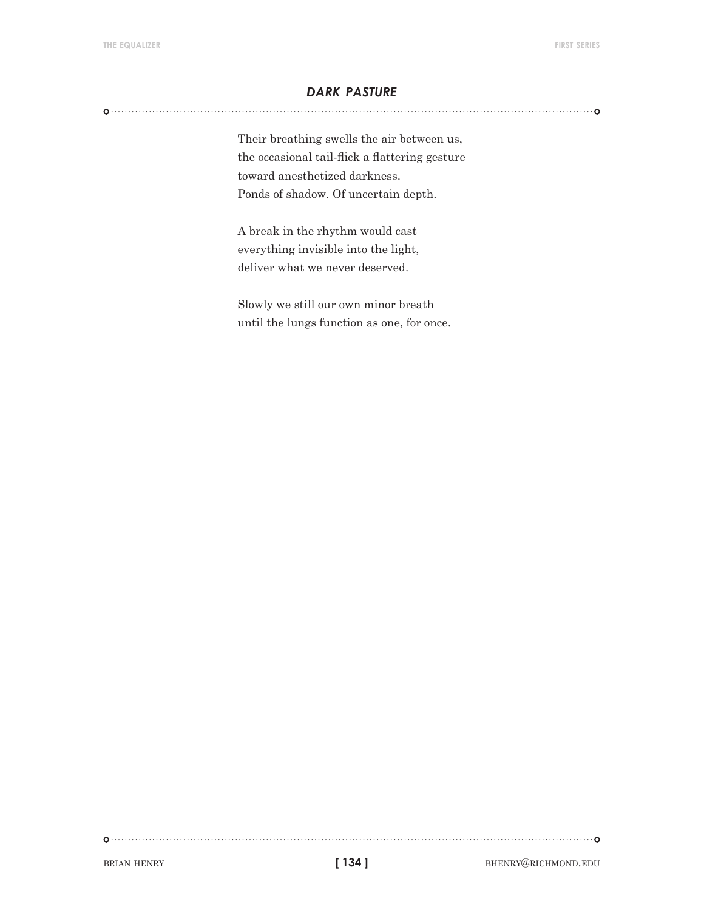## *DARK PASTURE*

Their breathing swells the air between us,  
the occasional tail-flick a flattering gesture  
toward anesthetized darkness.  
Ponds of shadow. Of uncertain depth.

A break in the rhythm would cast  
everything invisible into the light,  
deliver what we never deserved.

Slowly we still our own minor breath  
until the lungs function as one, for once.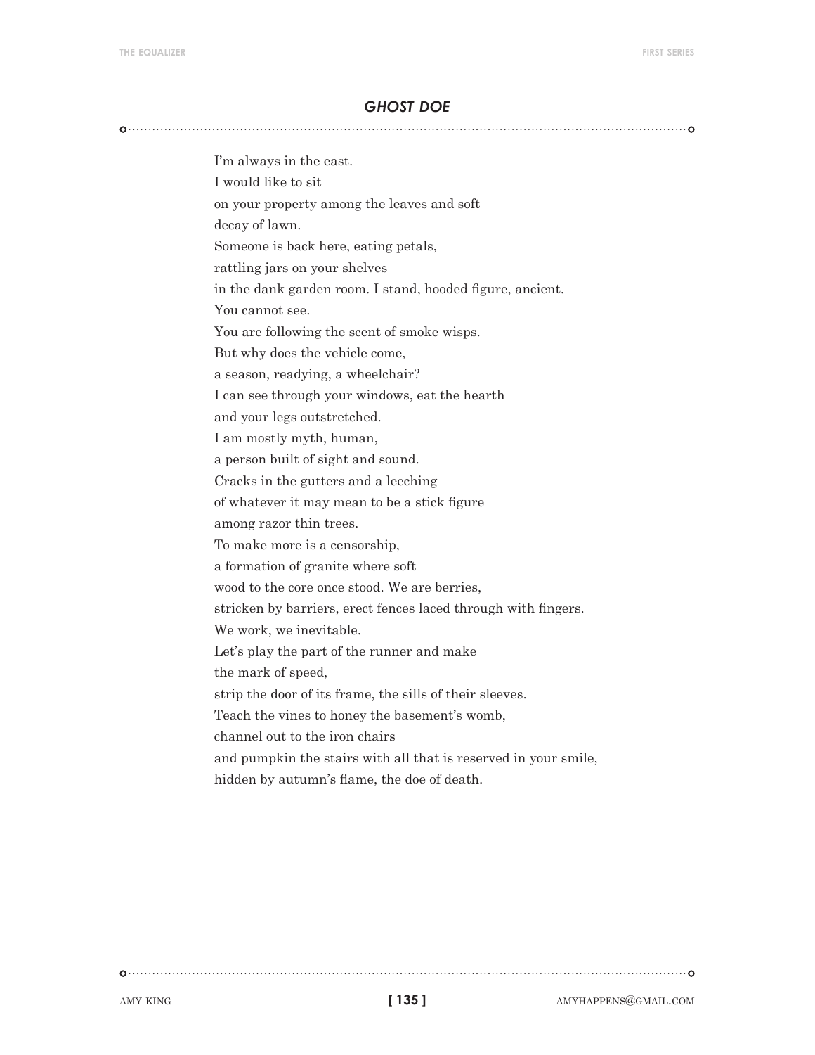## *GHOST DOE*

I'm always in the east.  
I would like to sit  
on your property among the leaves and soft  
decay of lawn.  
Someone is back here, eating petals,  
rattling jars on your shelves  
in the dank garden room. I stand, hooded figure, ancient.  
You cannot see.  
You are following the scent of smoke wisps.  
But why does the vehicle come,  
a season, readying, a wheelchair?  
I can see through your windows, eat the hearth  
and your legs outstretched.  
I am mostly myth, human,  
a person built of sight and sound.  
Cracks in the gutters and a leeching  
of whatever it may mean to be a stick figure  
among razor thin trees.  
To make more is a censorship,  
a formation of granite where soft  
wood to the core once stood. We are berries,  
stricken by barriers, erect fences laced through with fingers.  
We work, we inevitable.  
Let's play the part of the runner and make  
the mark of speed,  
strip the door of its frame, the sills of their sleeves.  
Teach the vines to honey the basement's womb,  
channel out to the iron chairs  
and pumpkin the stairs with all that is reserved in your smile,  
hidden by autumn's flame, the doe of death.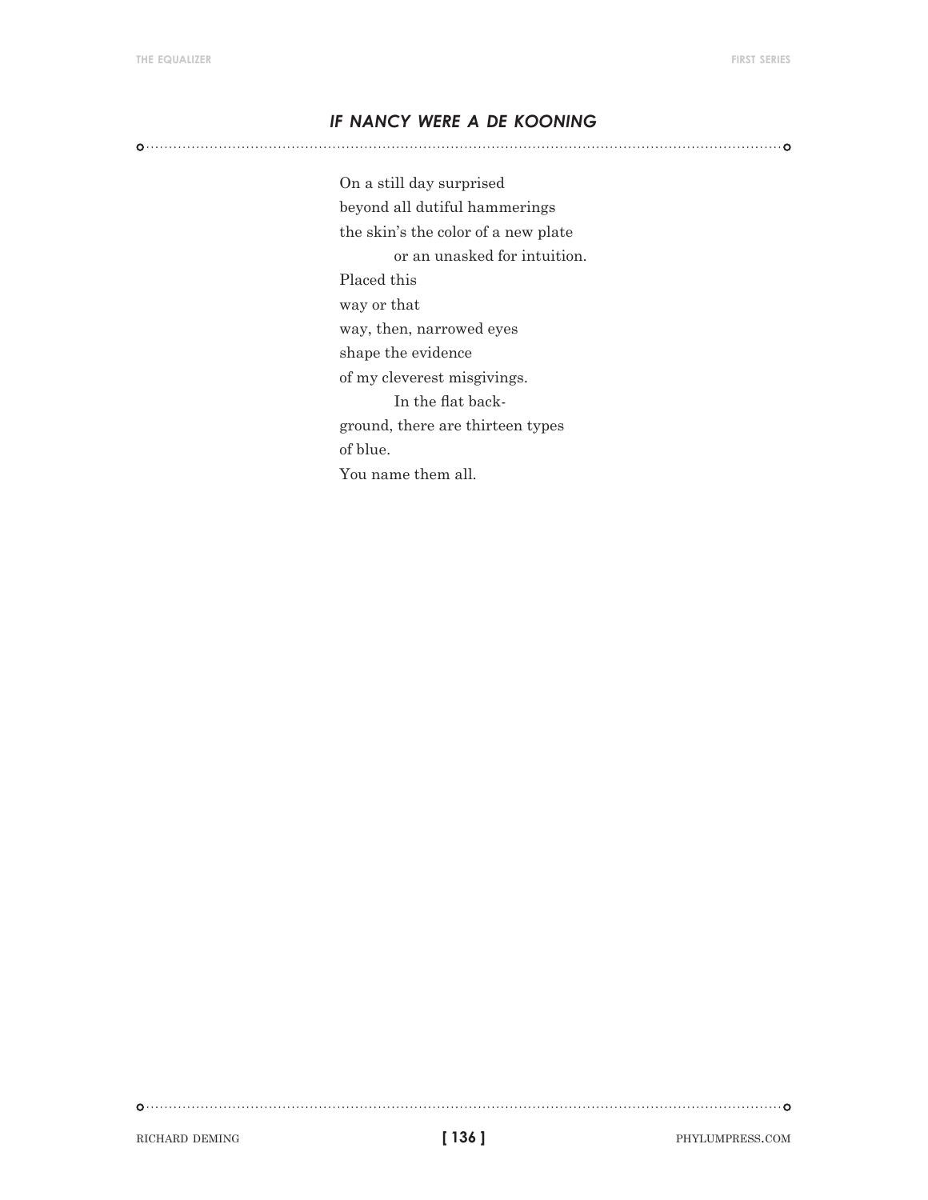## *IF NANCY WERE A DE KOONING*

On a still day surprised  
beyond all dutiful hammerings  
the skin's the color of a new plate  
&nbsp;&nbsp;&nbsp;&nbsp;&nbsp;&nbsp;&nbsp;&nbsp;&nbsp;&nbsp;or an unasked for intuition.  
Placed this  
way or that  
way, then, narrowed eyes  
shape the evidence  
of my cleverest misgivings.  
&nbsp;&nbsp;&nbsp;&nbsp;&nbsp;&nbsp;&nbsp;&nbsp;&nbsp;&nbsp;In the flat back-  
ground, there are thirteen types  
of blue.  
You name them all.

RICHARD DEMING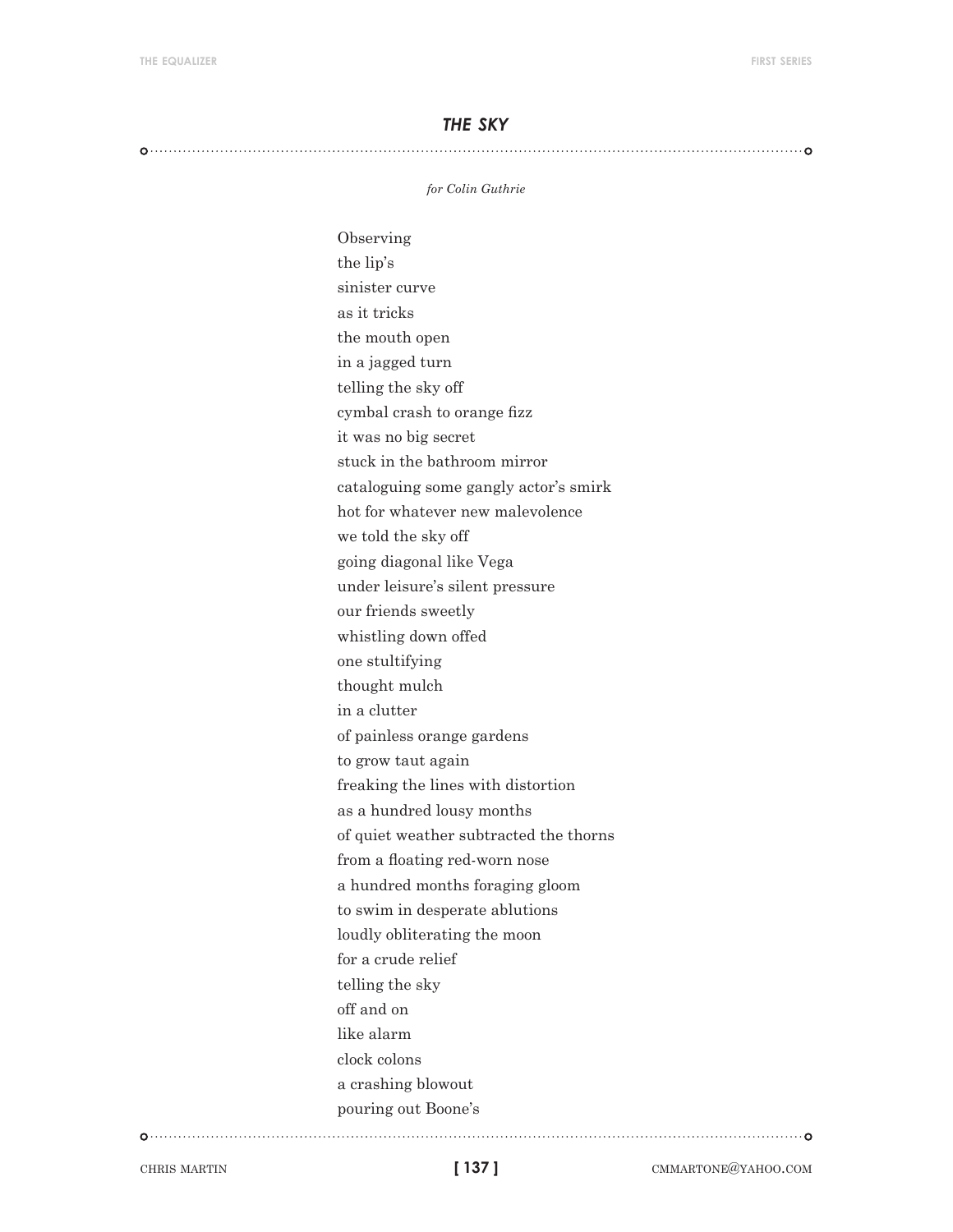## *THE SKY*

*for Colin Guthrie*

Observing  
the lip's  
sinister curve  
as it tricks  
the mouth open  
in a jagged turn  
telling the sky off  
cymbal crash to orange fizz  
it was no big secret  
stuck in the bathroom mirror  
cataloguing some gangly actor's smirk  
hot for whatever new malevolence  
we told the sky off  
going diagonal like Vega  
under leisure's silent pressure  
our friends sweetly  
whistling down offed  
one stultifying  
thought mulch  
in a clutter  
of painless orange gardens  
to grow taut again  
freaking the lines with distortion  
as a hundred lousy months  
of quiet weather subtracted the thorns  
from a floating red-worn nose  
a hundred months foraging gloom  
to swim in desperate ablutions  
loudly obliterating the moon  
for a crude relief  
telling the sky  
off and on  
like alarm  
clock colons  
a crashing blowout  
pouring out Boone's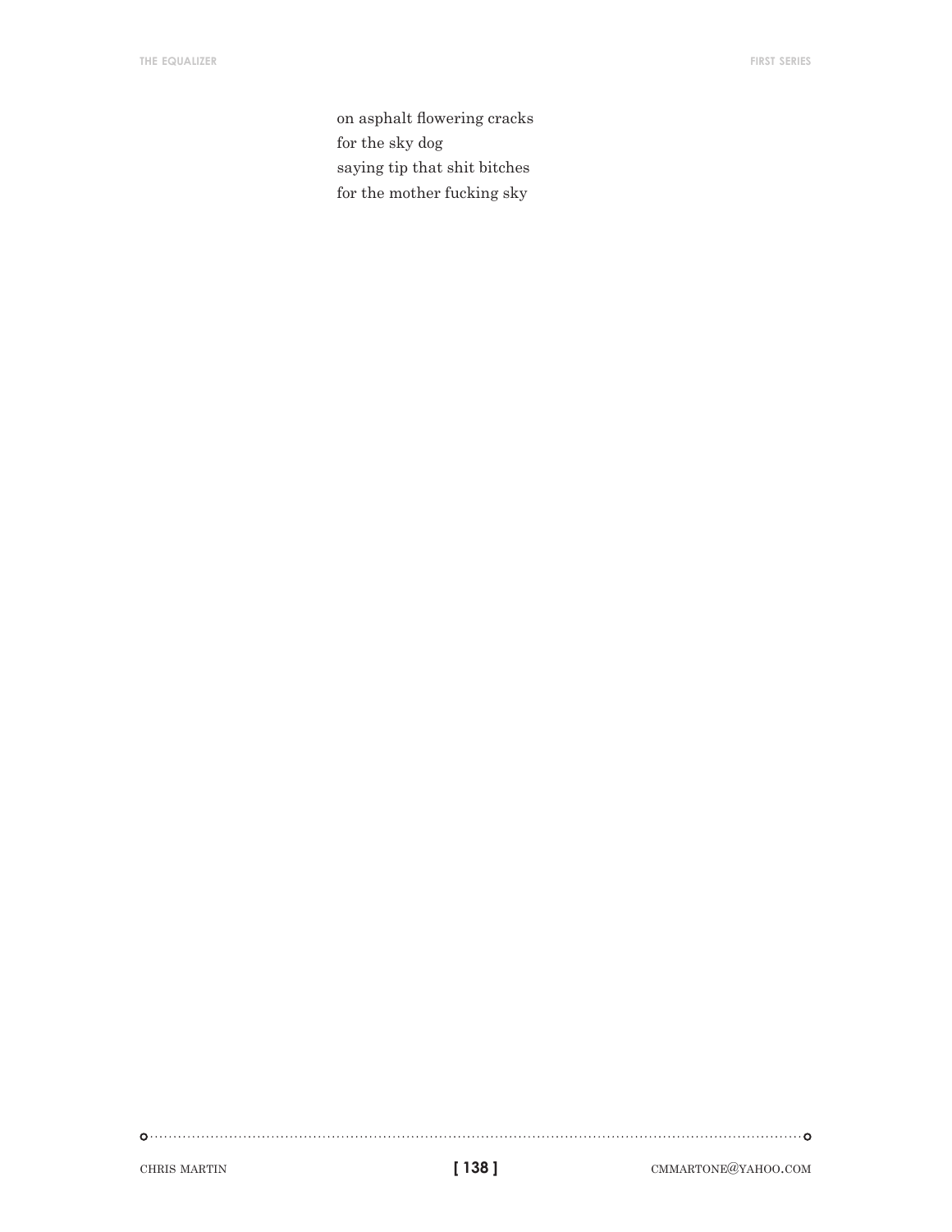on asphalt flowering cracks  
for the sky dog  
saying tip that shit bitches  
for the mother fucking sky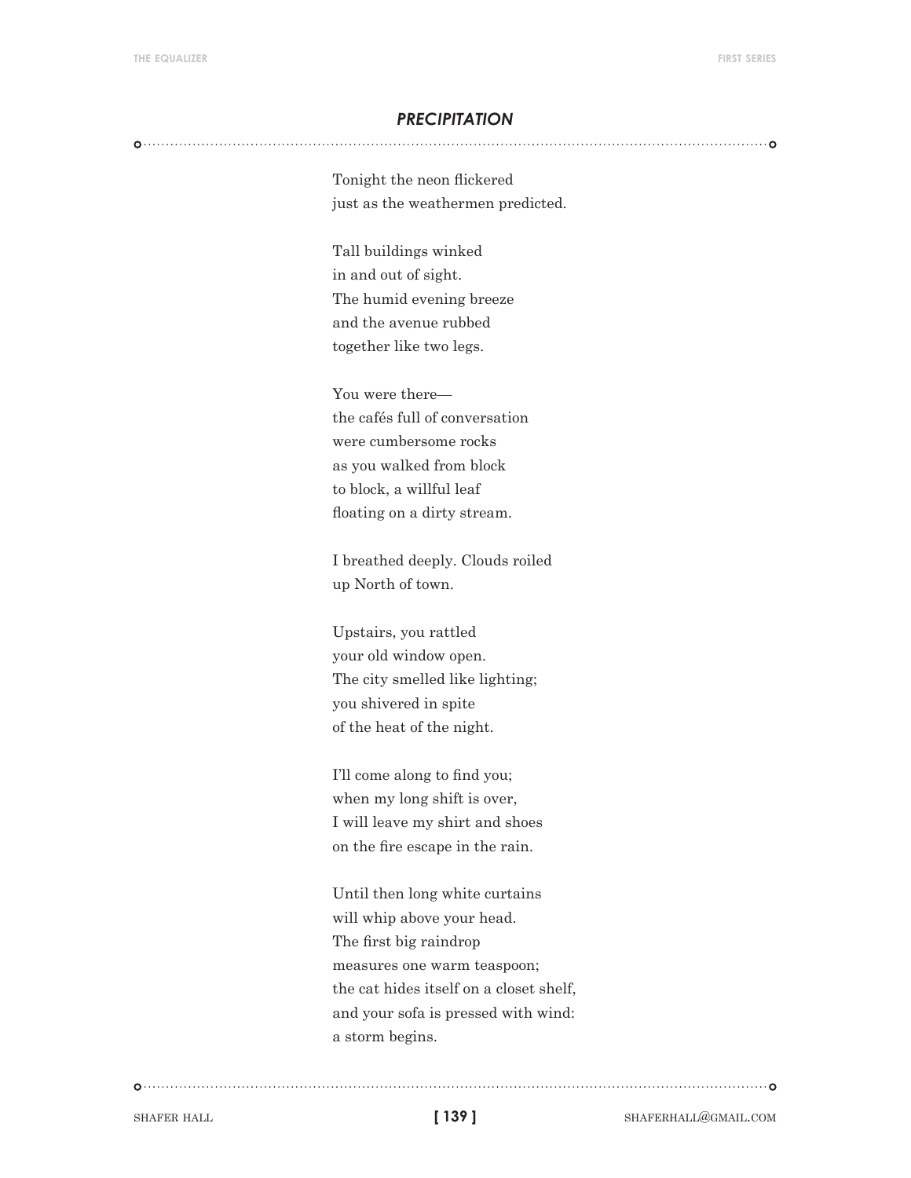## *PRECIPITATION*

Tonight the neon flickered  
just as the weathermen predicted.

Tall buildings winked  
in and out of sight.  
The humid evening breeze  
and the avenue rubbed  
together like two legs.

You were there—  
the cafés full of conversation  
were cumbersome rocks  
as you walked from block  
to block, a willful leaf  
floating on a dirty stream.

I breathed deeply. Clouds roiled  
up North of town.

Upstairs, you rattled  
your old window open.  
The city smelled like lighting;  
you shivered in spite  
of the heat of the night.

I'll come along to find you;  
when my long shift is over,  
I will leave my shirt and shoes  
on the fire escape in the rain.

Until then long white curtains  
will whip above your head.  
The first big raindrop  
measures one warm teaspoon;  
the cat hides itself on a closet shelf,  
and your sofa is pressed with wind:  
a storm begins.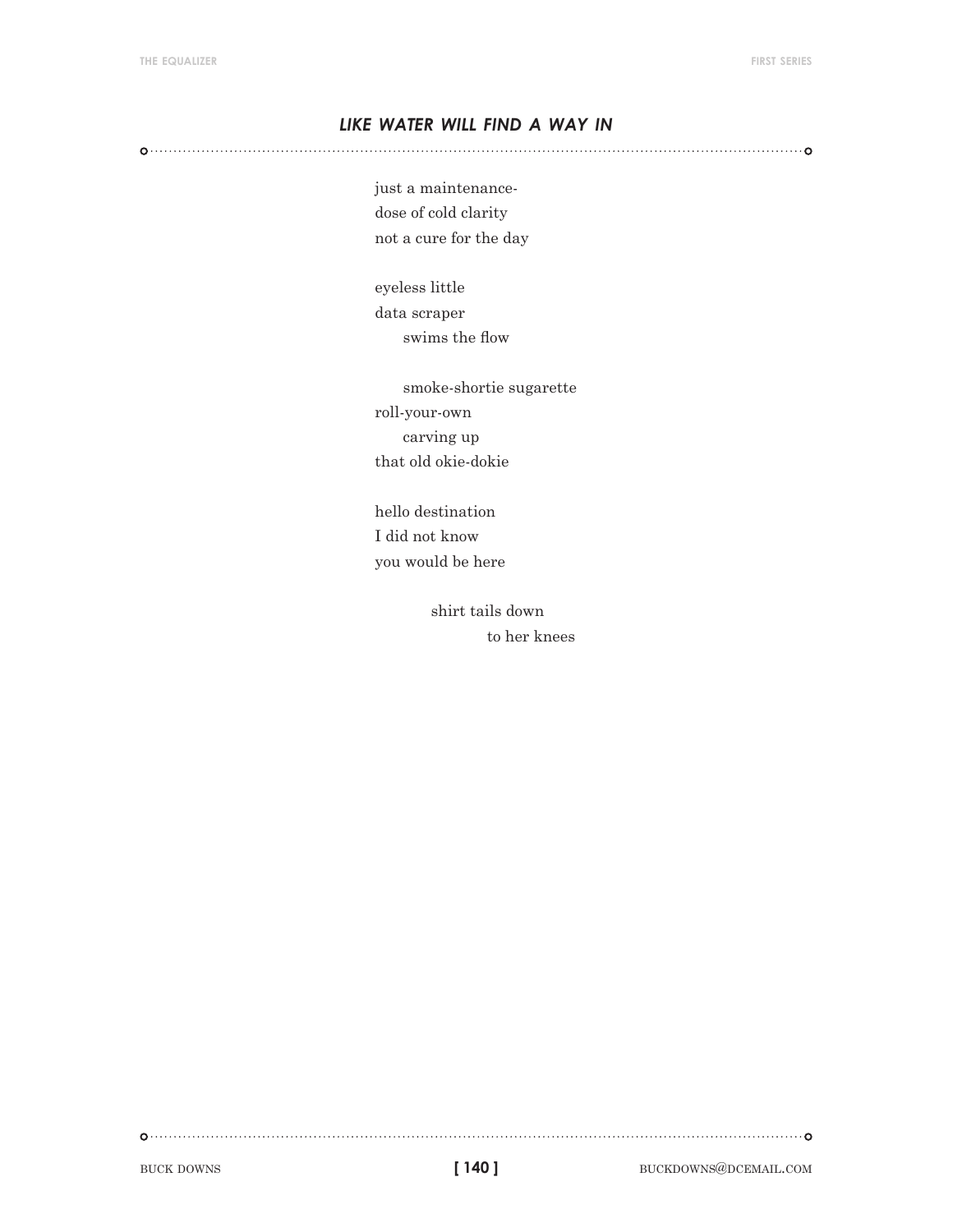## *LIKE WATER WILL FIND A WAY IN*

just a maintenance-  
dose of cold clarity  
not a cure for the day

eyeless little  
data scraper  
&nbsp;&nbsp;&nbsp;&nbsp;&nbsp;&nbsp;swims the flow

&nbsp;&nbsp;&nbsp;&nbsp;&nbsp;&nbsp;smoke-shortie sugarette  
roll-your-own  
&nbsp;&nbsp;&nbsp;&nbsp;&nbsp;&nbsp;carving up  
that old okie-dokie

hello destination  
I did not know  
you would be here

&nbsp;&nbsp;&nbsp;&nbsp;&nbsp;&nbsp;&nbsp;&nbsp;&nbsp;&nbsp;&nbsp;&nbsp;shirt tails down  
&nbsp;&nbsp;&nbsp;&nbsp;&nbsp;&nbsp;&nbsp;&nbsp;&nbsp;&nbsp;&nbsp;&nbsp;&nbsp;&nbsp;&nbsp;&nbsp;&nbsp;&nbsp;&nbsp;&nbsp;&nbsp;&nbsp;&nbsp;&nbsp;to her knees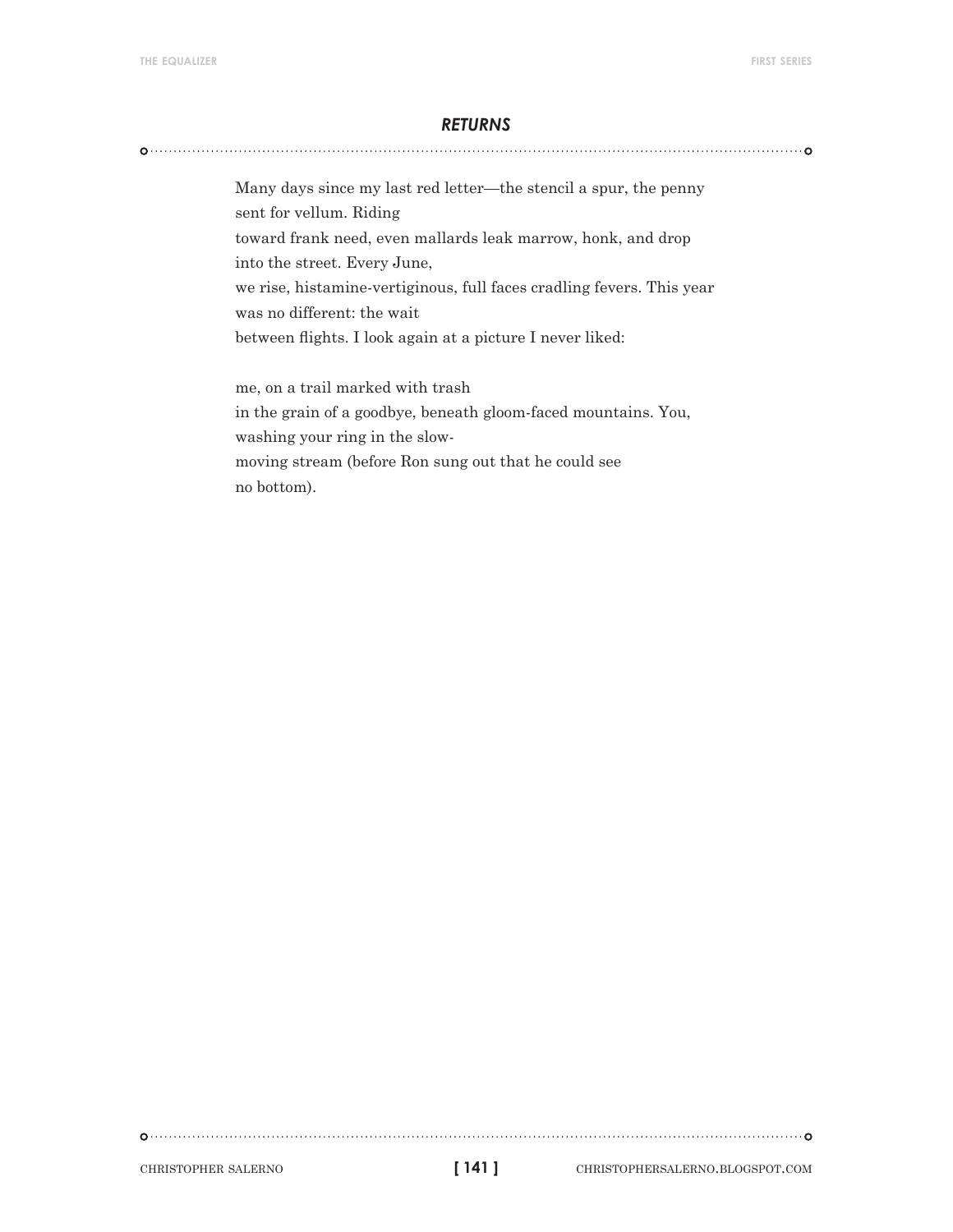## *RETURNS*

Many days since my last red letter—the stencil a spur, the penny  
sent for vellum. Riding  
toward frank need, even mallards leak marrow, honk, and drop  
into the street. Every June,  
we rise, histamine-vertiginous, full faces cradling fevers. This year  
was no different: the wait  
between flights. I look again at a picture I never liked:

me, on a trail marked with trash  
in the grain of a goodbye, beneath gloom-faced mountains. You,  
washing your ring in the slow-  
moving stream (before Ron sung out that he could see  
no bottom).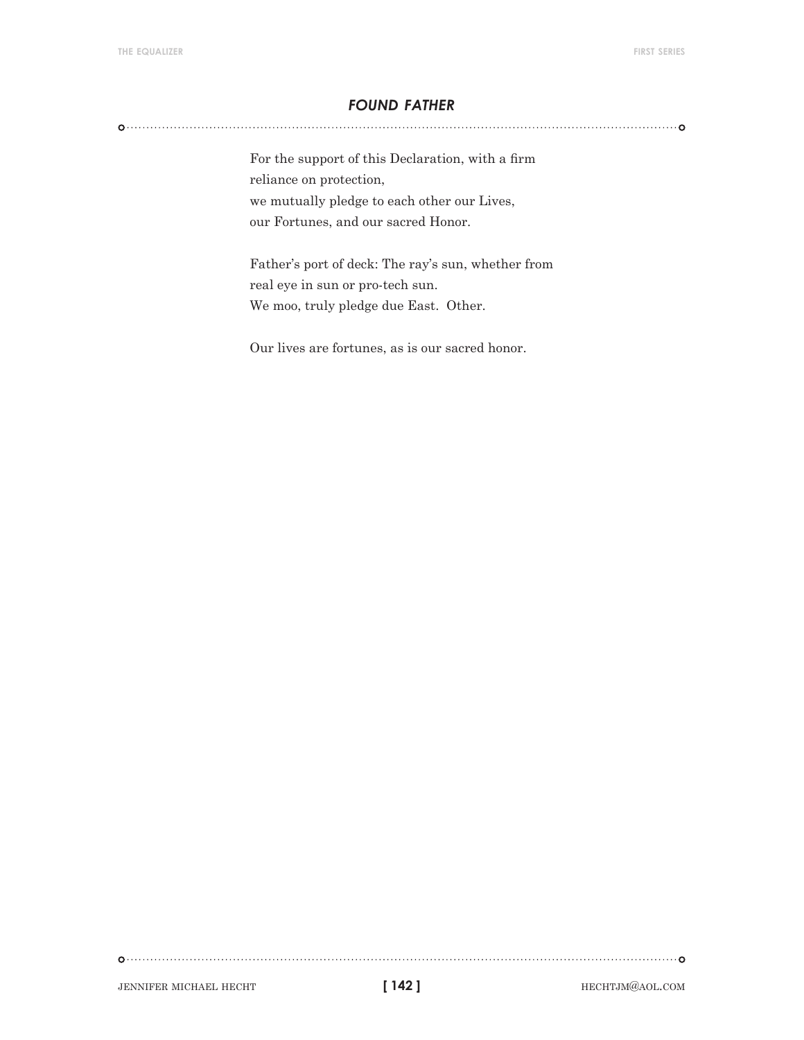### *FOUND FATHER*

For the support of this Declaration, with a firm  
reliance on protection,  
we mutually pledge to each other our Lives,  
our Fortunes, and our sacred Honor.

Father's port of deck: The ray's sun, whether from  
real eye in sun or pro-tech sun.  
We moo, truly pledge due East. Other.

Our lives are fortunes, as is our sacred honor.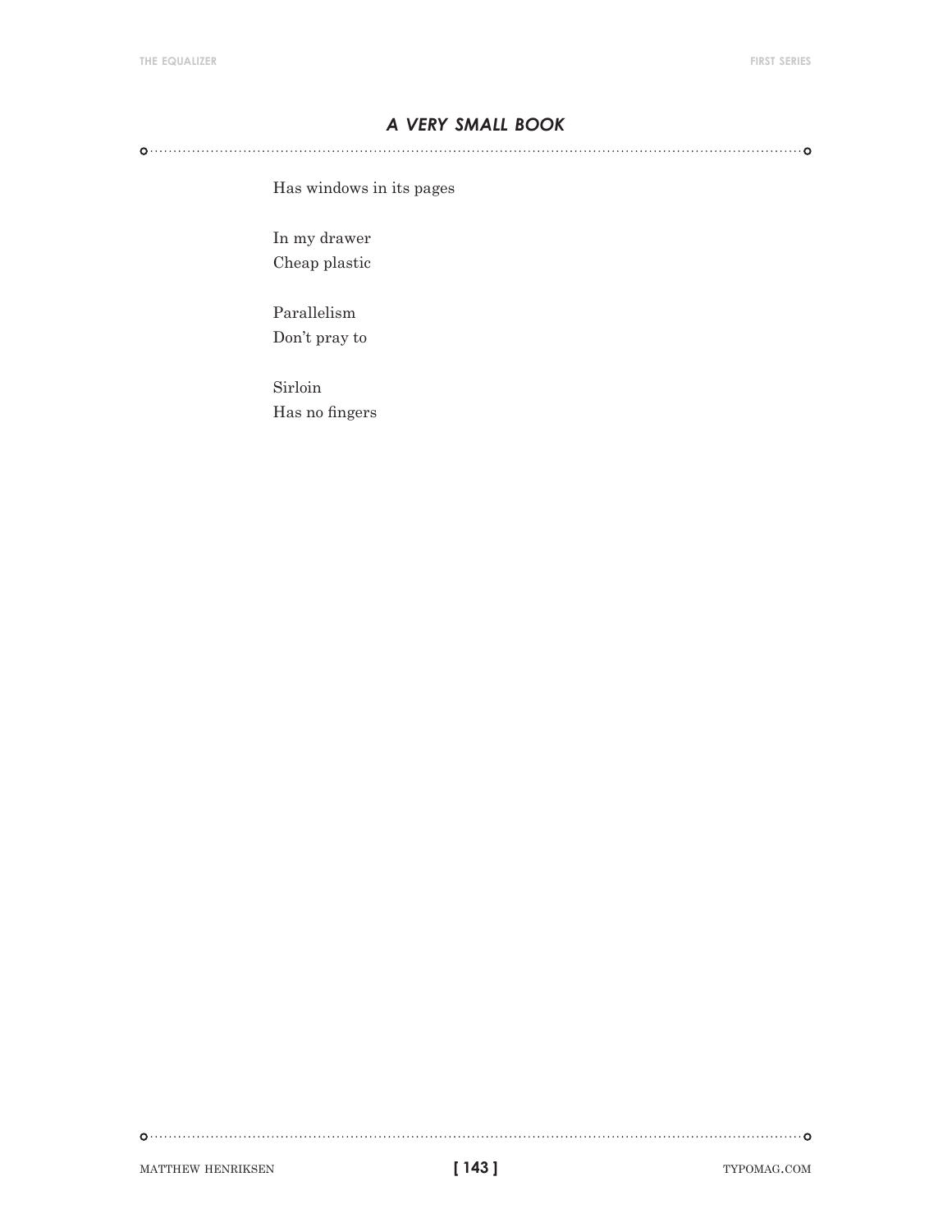## *A VERY SMALL BOOK*

Has windows in its pages

In my drawer  
Cheap plastic

Parallelism  
Don't pray to

Sirloin  
Has no fingers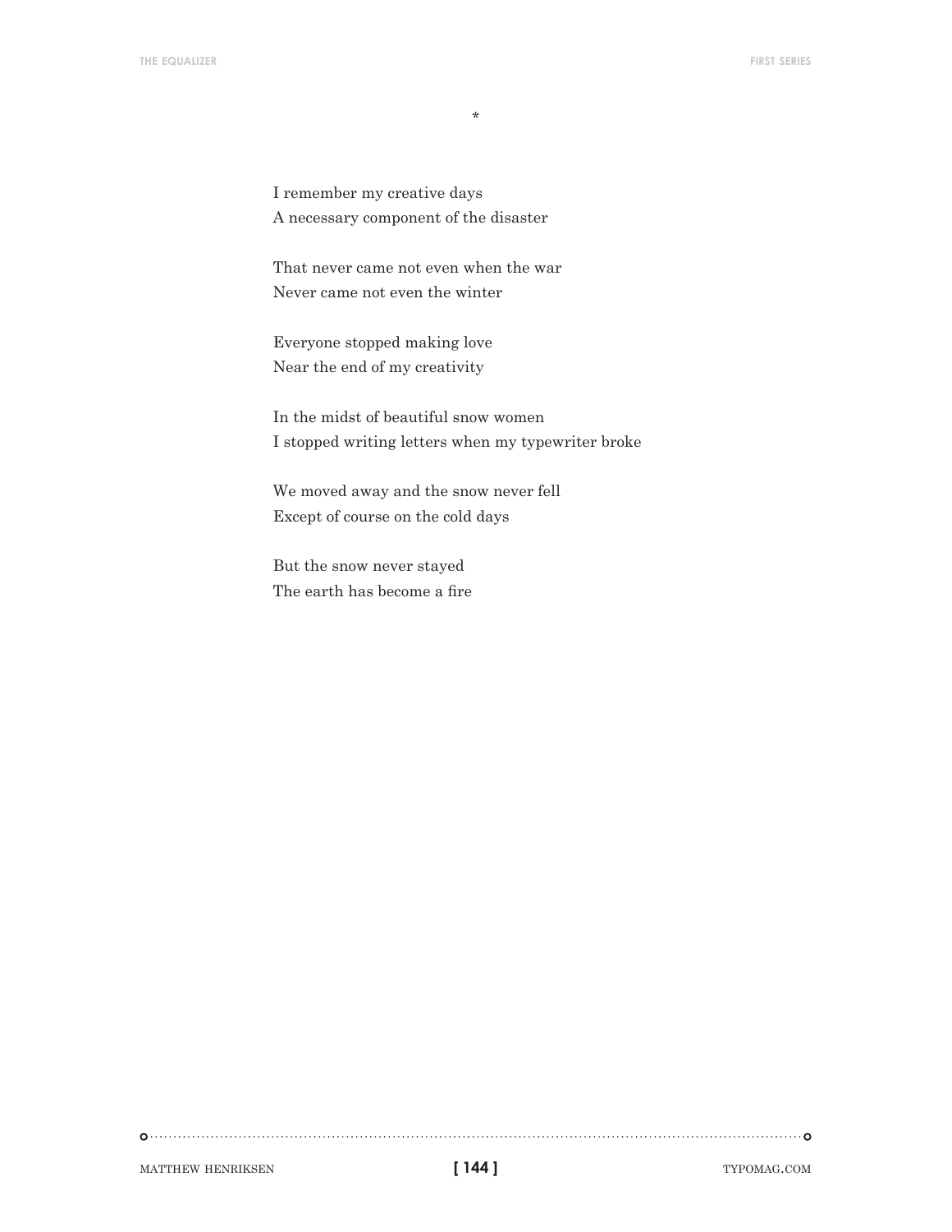*

I remember my creative days  
A necessary component of the disaster

That never came not even when the war  
Never came not even the winter

Everyone stopped making love  
Near the end of my creativity

In the midst of beautiful snow women  
I stopped writing letters when my typewriter broke

We moved away and the snow never fell  
Except of course on the cold days

But the snow never stayed  
The earth has become a fire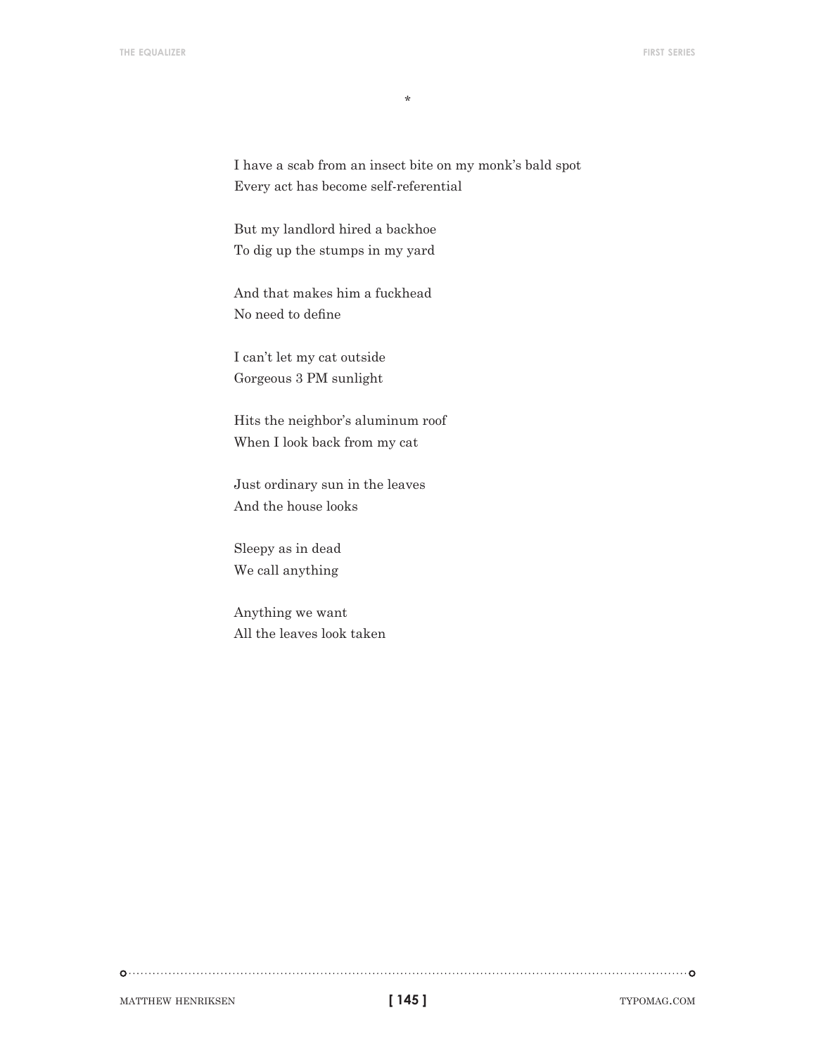*

I have a scab from an insect bite on my monk's bald spot  
Every act has become self-referential

But my landlord hired a backhoe  
To dig up the stumps in my yard

And that makes him a fuckhead  
No need to define

I can't let my cat outside  
Gorgeous 3 PM sunlight

Hits the neighbor's aluminum roof  
When I look back from my cat

Just ordinary sun in the leaves  
And the house looks

Sleepy as in dead  
We call anything

Anything we want  
All the leaves look taken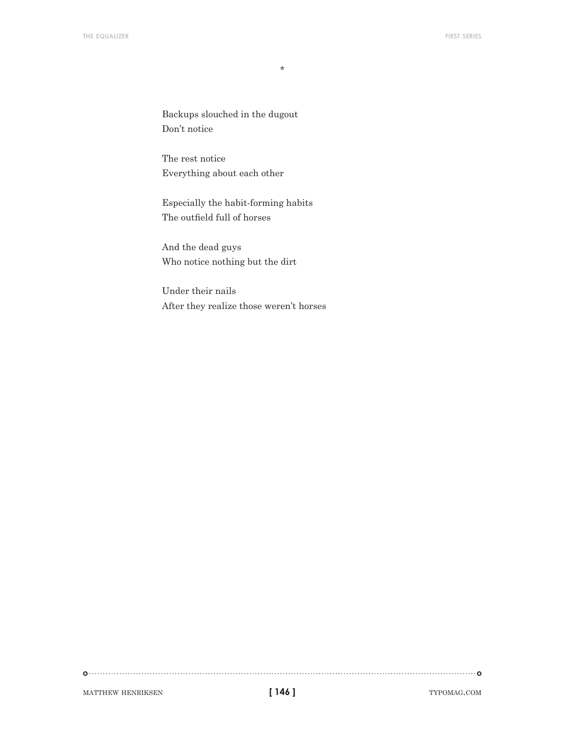*

Backups slouched in the dugout  
Don't notice

The rest notice  
Everything about each other

Especially the habit-forming habits  
The outfield full of horses

And the dead guys  
Who notice nothing but the dirt

Under their nails  
After they realize those weren't horses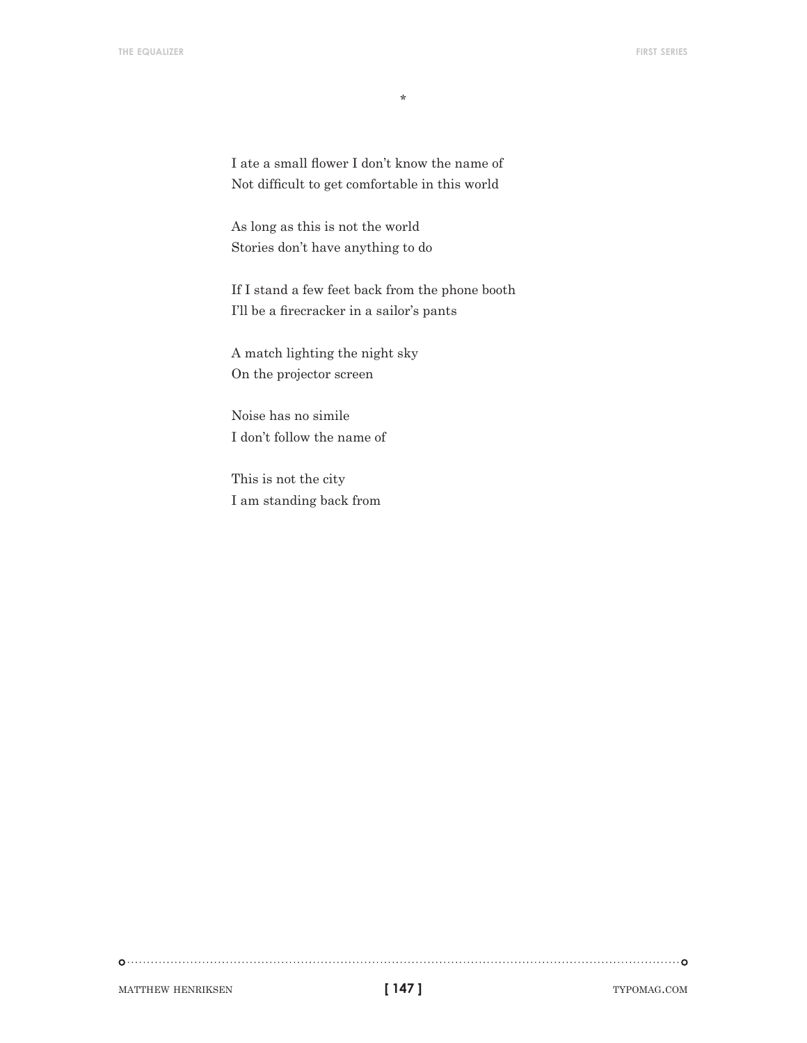*

I ate a small flower I don't know the name of
Not difficult to get comfortable in this world

As long as this is not the world
Stories don't have anything to do

If I stand a few feet back from the phone booth
I'll be a firecracker in a sailor's pants

A match lighting the night sky
On the projector screen

Noise has no simile
I don't follow the name of

This is not the city
I am standing back from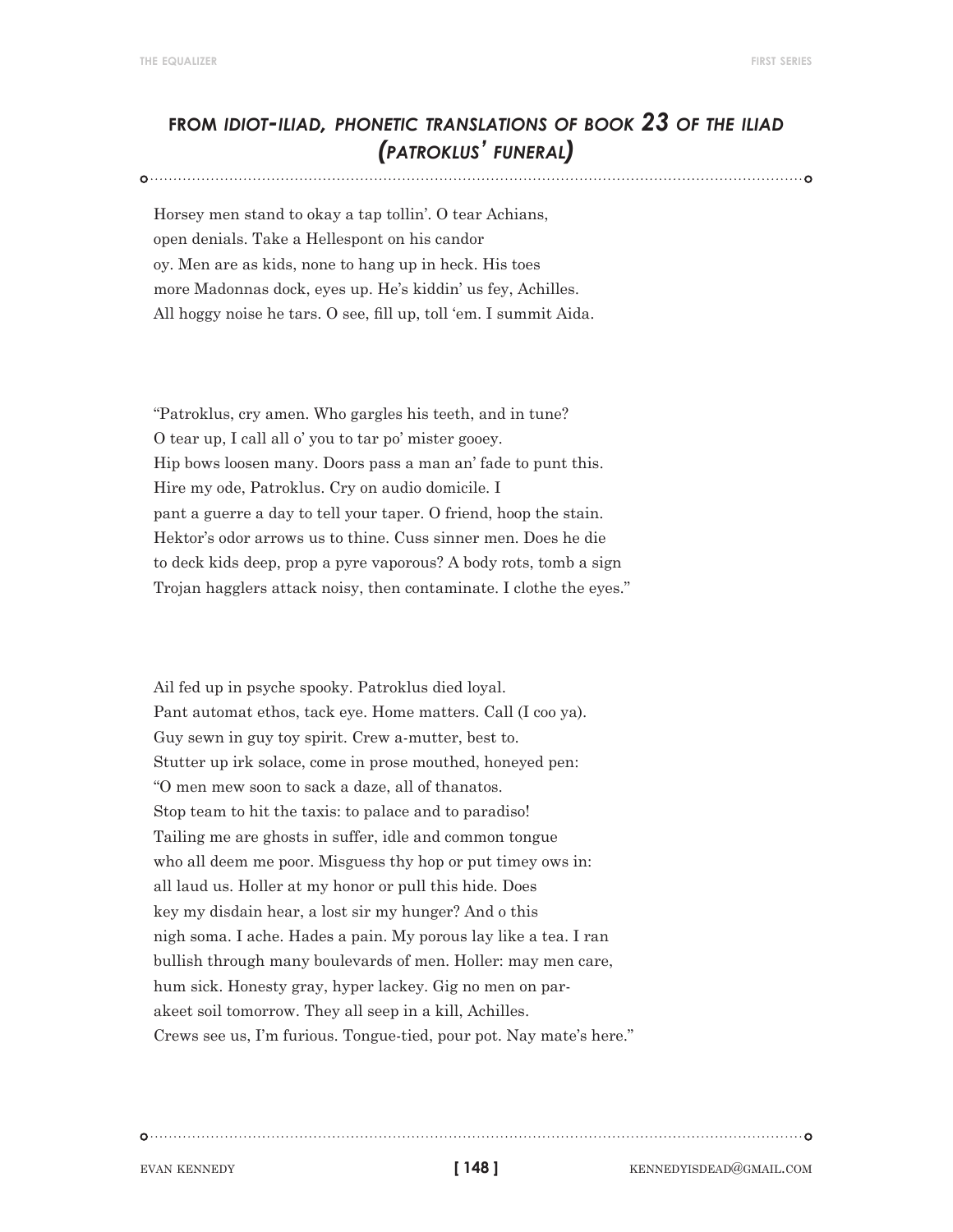## FROM *IDIOT-ILIAD, PHONETIC TRANSLATIONS OF BOOK 23 OF THE ILIAD (PATROKLUS' FUNERAL)*

Horsey men stand to okay a tap tollin'. O tear Achians,
open denials. Take a Hellespont on his candor
oy. Men are as kids, none to hang up in heck. His toes
more Madonnas dock, eyes up. He's kiddin' us fey, Achilles.
All hoggy noise he tars. O see, fill up, toll 'em. I summit Aida.

"Patroklus, cry amen. Who gargles his teeth, and in tune?
O tear up, I call all o' you to tar po' mister gooey.
Hip bows loosen many. Doors pass a man an' fade to punt this.
Hire my ode, Patroklus. Cry on audio domicile. I
pant a guerre a day to tell your taper. O friend, hoop the stain.
Hektor's odor arrows us to thine. Cuss sinner men. Does he die
to deck kids deep, prop a pyre vaporous? A body rots, tomb a sign
Trojan hagglers attack noisy, then contaminate. I clothe the eyes."

Ail fed up in psyche spooky. Patroklus died loyal.
Pant automat ethos, tack eye. Home matters. Call (I coo ya).
Guy sewn in guy toy spirit. Crew a-mutter, best to.
Stutter up irk solace, come in prose mouthed, honeyed pen:
"O men mew soon to sack a daze, all of thanatos.
Stop team to hit the taxis: to palace and to paradiso!
Tailing me are ghosts in suffer, idle and common tongue
who all deem me poor. Misguess thy hop or put timey ows in:
all laud us. Holler at my honor or pull this hide. Does
key my disdain hear, a lost sir my hunger? And o this
nigh soma. I ache. Hades a pain. My porous lay like a tea. I ran
bullish through many boulevards of men. Holler: may men care,
hum sick. Honesty gray, hyper lackey. Gig no men on par-
akeet soil tomorrow. They all seep in a kill, Achilles.
Crews see us, I'm furious. Tongue-tied, pour pot. Nay mate's here."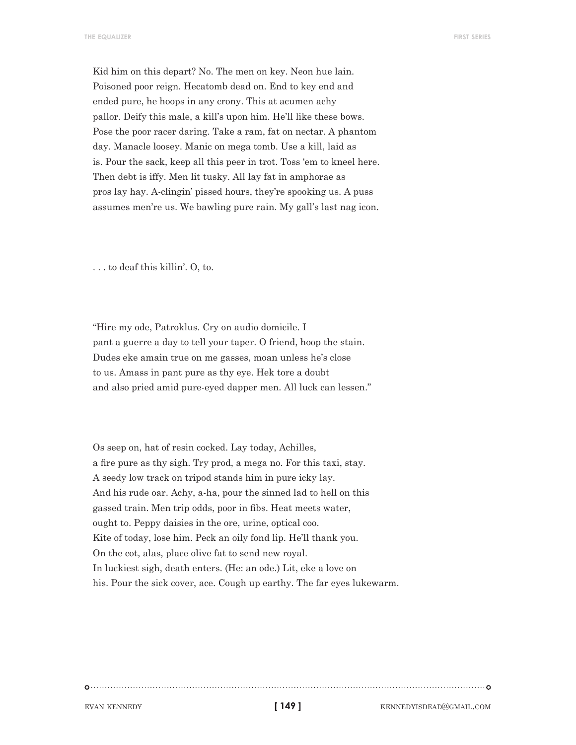Kid him on this depart? No. The men on key. Neon hue lain.
Poisoned poor reign. Hecatomb dead on. End to key end and
ended pure, he hoops in any crony. This at acumen achy
pallor. Deify this male, a kill's upon him. He'll like these bows.
Pose the poor racer daring. Take a ram, fat on nectar. A phantom
day. Manacle loosey. Manic on mega tomb. Use a kill, laid as
is. Pour the sack, keep all this peer in trot. Toss 'em to kneel here.
Then debt is iffy. Men lit tusky. All lay fat in amphorae as
pros lay hay. A-clingin' pissed hours, they're spooking us. A puss
assumes men're us. We bawling pure rain. My gall's last nag icon.

. . . to deaf this killin'. O, to.

"Hire my ode, Patroklus. Cry on audio domicile. I
pant a guerre a day to tell your taper. O friend, hoop the stain.
Dudes eke amain true on me gasses, moan unless he's close
to us. Amass in pant pure as thy eye. Hek tore a doubt
and also pried amid pure-eyed dapper men. All luck can lessen."

Os seep on, hat of resin cocked. Lay today, Achilles,
a fire pure as thy sigh. Try prod, a mega no. For this taxi, stay.
A seedy low track on tripod stands him in pure icky lay.
And his rude oar. Achy, a-ha, pour the sinned lad to hell on this
gassed train. Men trip odds, poor in fibs. Heat meets water,
ought to. Peppy daisies in the ore, urine, optical coo.
Kite of today, lose him. Peck an oily fond lip. He'll thank you.
On the cot, alas, place olive fat to send new royal.
In luckiest sigh, death enters. (He: an ode.) Lit, eke a love on
his. Pour the sick cover, ace. Cough up earthy. The far eyes lukewarm.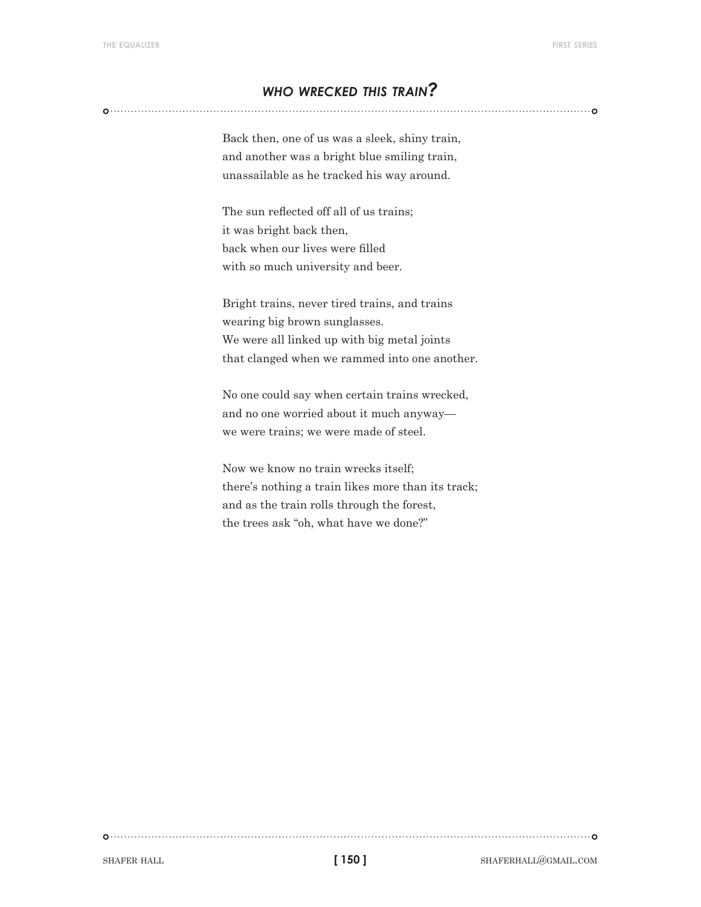## *WHO WRECKED THIS TRAIN?*

Back then, one of us was a sleek, shiny train,
and another was a bright blue smiling train,
unassailable as he tracked his way around.

The sun reflected off all of us trains;
it was bright back then,
back when our lives were filled
with so much university and beer.

Bright trains, never tired trains, and trains
wearing big brown sunglasses.
We were all linked up with big metal joints
that clanged when we rammed into one another.

No one could say when certain trains wrecked,
and no one worried about it much anyway—
we were trains; we were made of steel.

Now we know no train wrecks itself;
there's nothing a train likes more than its track;
and as the train rolls through the forest,
the trees ask "oh, what have we done?"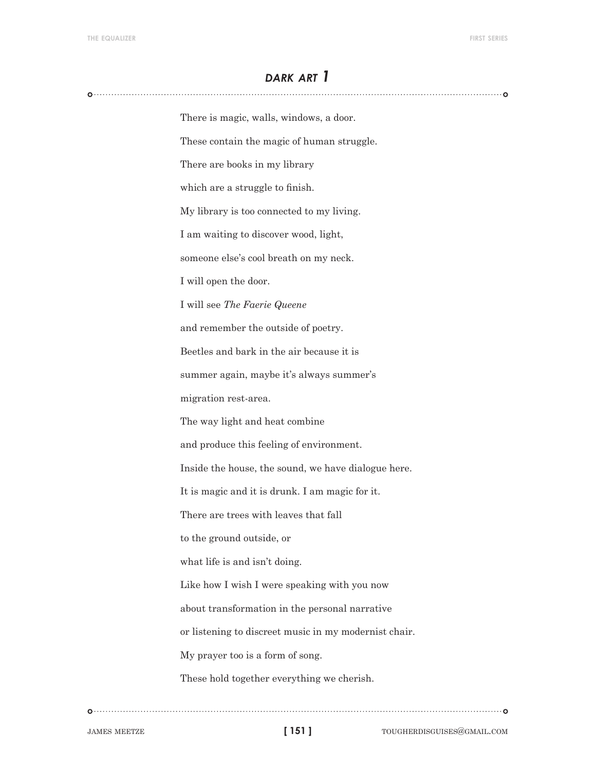## *DARK ART 1*

There is magic, walls, windows, a door.

These contain the magic of human struggle.

There are books in my library

which are a struggle to finish.

My library is too connected to my living.

I am waiting to discover wood, light,

someone else's cool breath on my neck.

I will open the door.

I will see *The Faerie Queene*

and remember the outside of poetry.

Beetles and bark in the air because it is

summer again, maybe it's always summer's

migration rest-area.

The way light and heat combine

and produce this feeling of environment.

Inside the house, the sound, we have dialogue here.

It is magic and it is drunk. I am magic for it.

There are trees with leaves that fall

to the ground outside, or

what life is and isn't doing.

Like how I wish I were speaking with you now

about transformation in the personal narrative

or listening to discreet music in my modernist chair.

My prayer too is a form of song.

These hold together everything we cherish.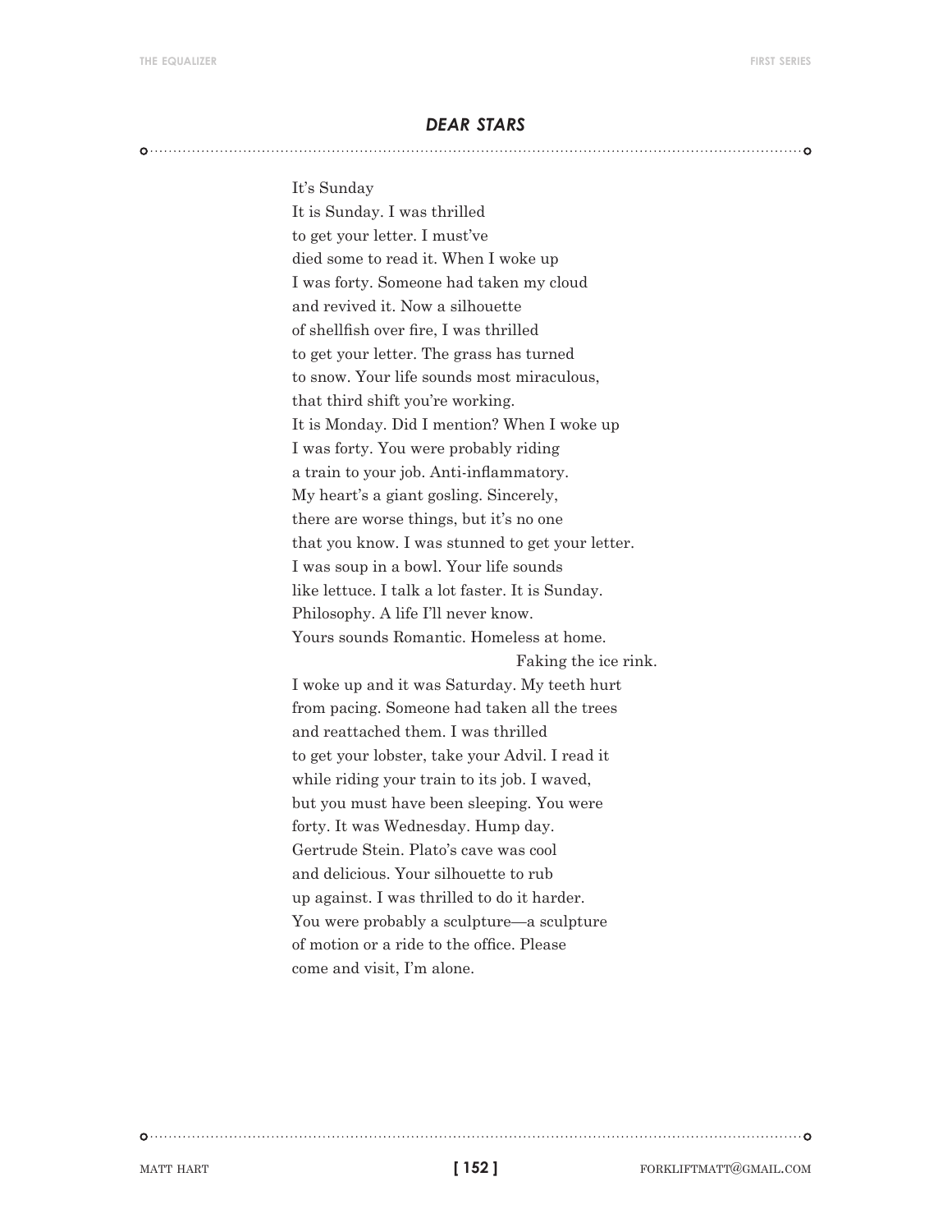## *DEAR STARS*

It's Sunday
It is Sunday. I was thrilled
to get your letter. I must've
died some to read it. When I woke up
I was forty. Someone had taken my cloud
and revived it. Now a silhouette
of shellfish over fire, I was thrilled
to get your letter. The grass has turned
to snow. Your life sounds most miraculous,
that third shift you're working.
It is Monday. Did I mention? When I woke up
I was forty. You were probably riding
a train to your job. Anti-inflammatory.
My heart's a giant gosling. Sincerely,
there are worse things, but it's no one
that you know. I was stunned to get your letter.
I was soup in a bowl. Your life sounds
like lettuce. I talk a lot faster. It is Sunday.
Philosophy. A life I'll never know.
Yours sounds Romantic. Homeless at home.
                                        Faking the ice rink.
I woke up and it was Saturday. My teeth hurt
from pacing. Someone had taken all the trees
and reattached them. I was thrilled
to get your lobster, take your Advil. I read it
while riding your train to its job. I waved,
but you must have been sleeping. You were
forty. It was Wednesday. Hump day.
Gertrude Stein. Plato's cave was cool
and delicious. Your silhouette to rub
up against. I was thrilled to do it harder.
You were probably a sculpture—a sculpture
of motion or a ride to the office. Please
come and visit, I'm alone.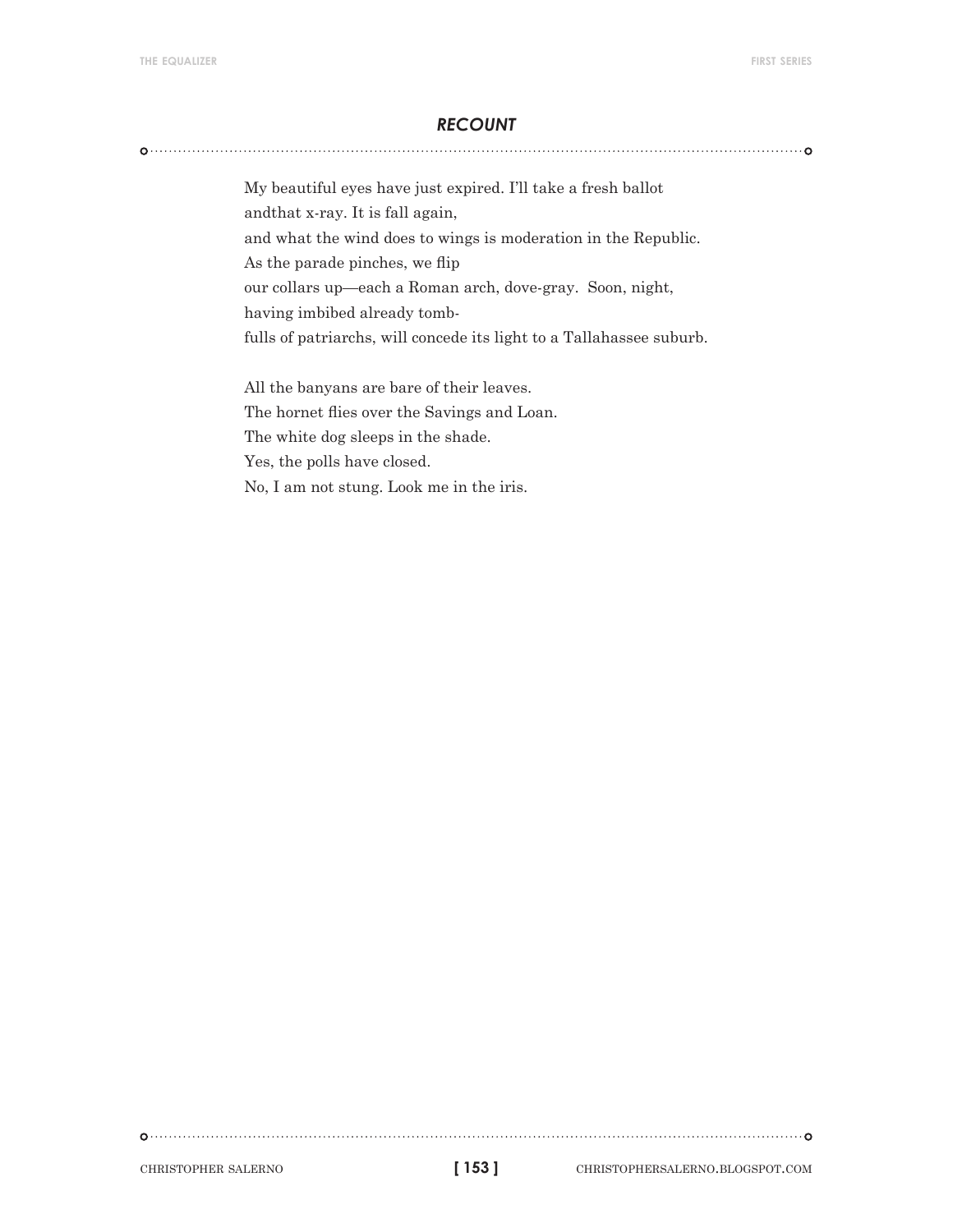## *RECOUNT*

My beautiful eyes have just expired. I'll take a fresh ballot  
andthat x-ray. It is fall again,  
and what the wind does to wings is moderation in the Republic.  
As the parade pinches, we flip  
our collars up—each a Roman arch, dove-gray. Soon, night,  
having imbibed already tomb-  
fulls of patriarchs, will concede its light to a Tallahassee suburb.

All the banyans are bare of their leaves.  
The hornet flies over the Savings and Loan.  
The white dog sleeps in the shade.  
Yes, the polls have closed.  
No, I am not stung. Look me in the iris.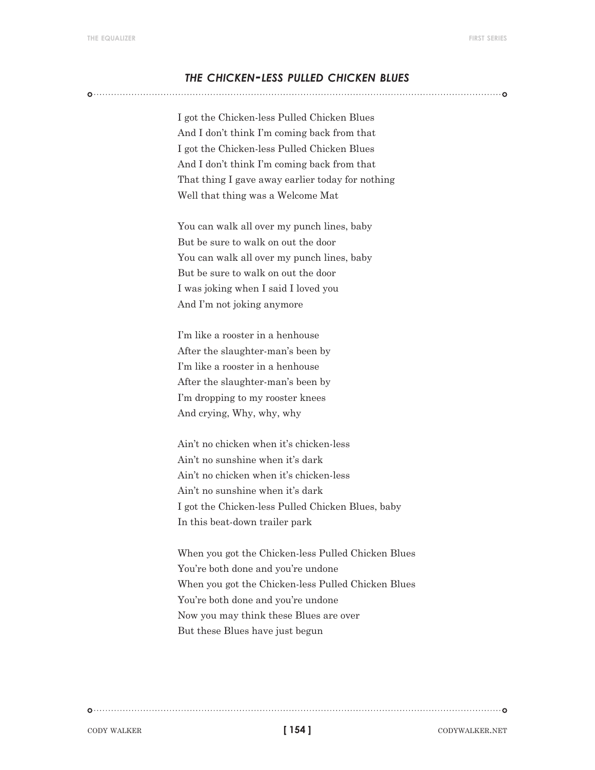## *THE CHICKEN-LESS PULLED CHICKEN BLUES*

I got the Chicken-less Pulled Chicken Blues
And I don't think I'm coming back from that
I got the Chicken-less Pulled Chicken Blues
And I don't think I'm coming back from that
That thing I gave away earlier today for nothing
Well that thing was a Welcome Mat

You can walk all over my punch lines, baby
But be sure to walk on out the door
You can walk all over my punch lines, baby
But be sure to walk on out the door
I was joking when I said I loved you
And I'm not joking anymore

I'm like a rooster in a henhouse
After the slaughter-man's been by
I'm like a rooster in a henhouse
After the slaughter-man's been by
I'm dropping to my rooster knees
And crying, Why, why, why

Ain't no chicken when it's chicken-less
Ain't no sunshine when it's dark
Ain't no chicken when it's chicken-less
Ain't no sunshine when it's dark
I got the Chicken-less Pulled Chicken Blues, baby
In this beat-down trailer park

When you got the Chicken-less Pulled Chicken Blues
You're both done and you're undone
When you got the Chicken-less Pulled Chicken Blues
You're both done and you're undone
Now you may think these Blues are over
But these Blues have just begun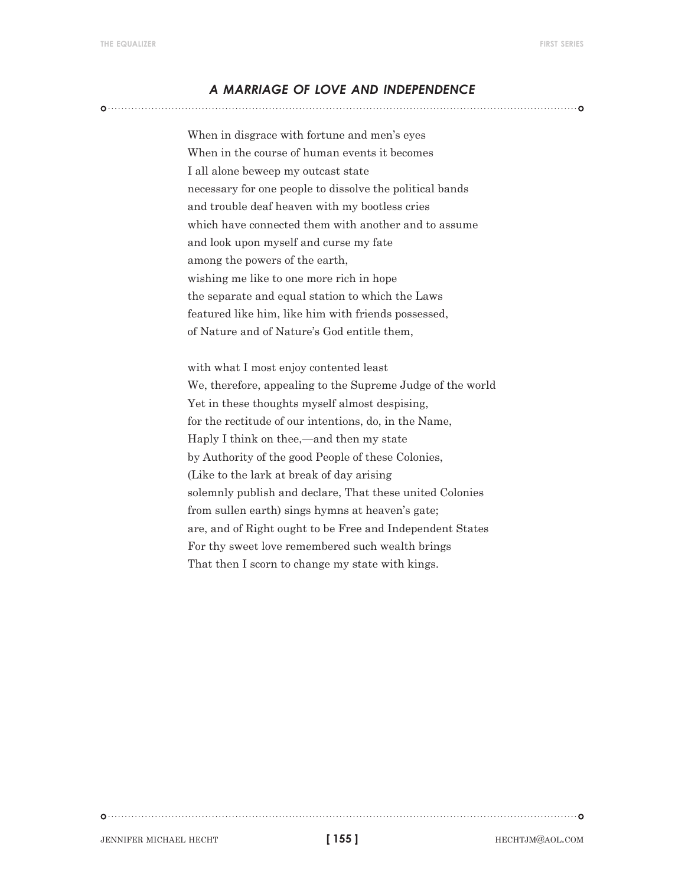## *A MARRIAGE OF LOVE AND INDEPENDENCE*

When in disgrace with fortune and men's eyes
When in the course of human events it becomes
I all alone beweep my outcast state
necessary for one people to dissolve the political bands
and trouble deaf heaven with my bootless cries
which have connected them with another and to assume
and look upon myself and curse my fate
among the powers of the earth,
wishing me like to one more rich in hope
the separate and equal station to which the Laws
featured like him, like him with friends possessed,
of Nature and of Nature's God entitle them,

with what I most enjoy contented least
We, therefore, appealing to the Supreme Judge of the world
Yet in these thoughts myself almost despising,
for the rectitude of our intentions, do, in the Name,
Haply I think on thee,—and then my state
by Authority of the good People of these Colonies,
(Like to the lark at break of day arising
solemnly publish and declare, That these united Colonies
from sullen earth) sings hymns at heaven's gate;
are, and of Right ought to be Free and Independent States
For thy sweet love remembered such wealth brings
That then I scorn to change my state with kings.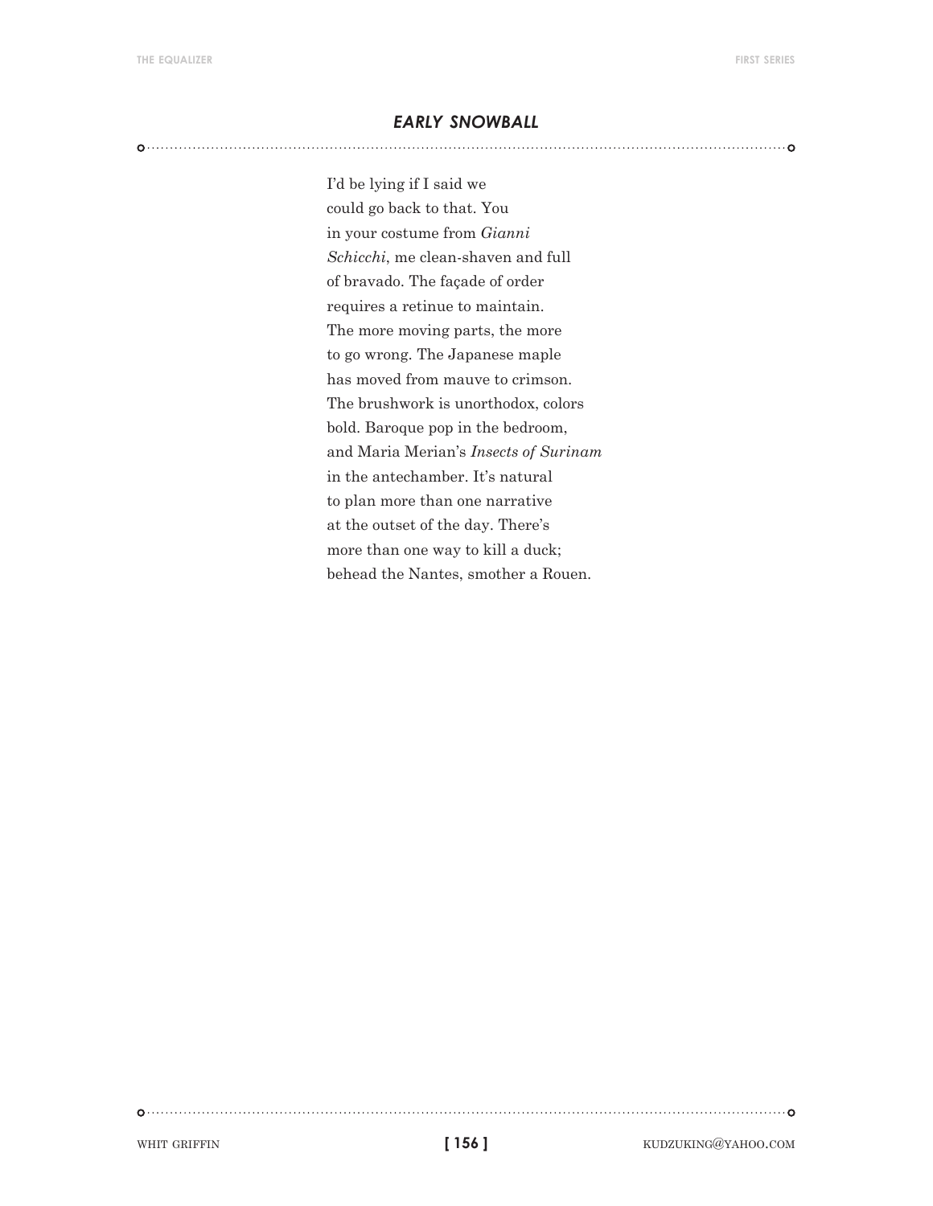## *EARLY SNOWBALL*

I'd be lying if I said we  
could go back to that. You  
in your costume from *Gianni*  
*Schicchi*, me clean-shaven and full  
of bravado. The façade of order  
requires a retinue to maintain.  
The more moving parts, the more  
to go wrong. The Japanese maple  
has moved from mauve to crimson.  
The brushwork is unorthodox, colors  
bold. Baroque pop in the bedroom,  
and Maria Merian's *Insects of Surinam*  
in the antechamber. It's natural  
to plan more than one narrative  
at the outset of the day. There's  
more than one way to kill a duck;  
behead the Nantes, smother a Rouen.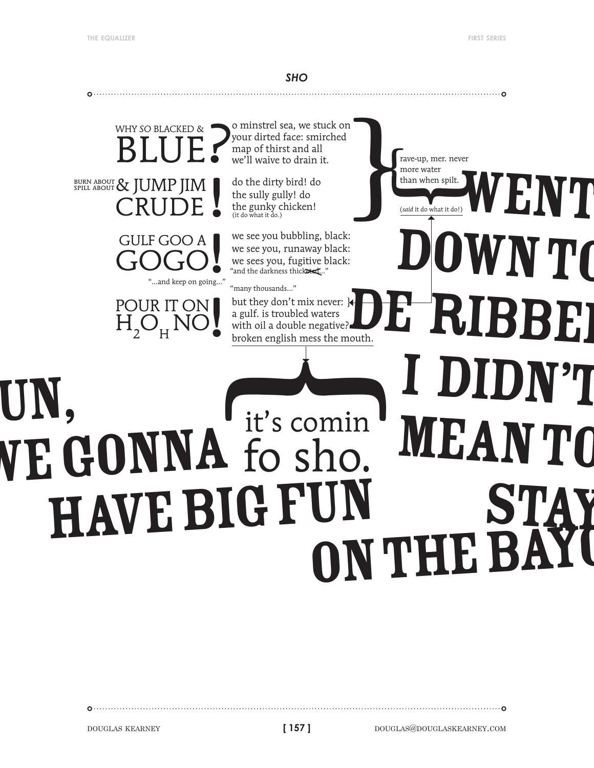## *SHO*

WHY *SO* BLACKED &
BLUE?

o minstrel sea, we stuck on
your dirted face: smirched
map of thirst and all
we'll waive to drain it.

BURN ABOUT
SPILL ABOUT & JUMP JIM
CRUDE!

do the dirty bird! do
the sully gully! do
the gunky chicken!
(it do what it do.)

rave-up, mer. never
more water
than when spilt.

(*said* it do what it do!)

GULF GOO A
GOGO!

we see you bubbling, black:
we see you, runaway black:
we sees you, fugitive black:
"and the darkness thick~~ened~~..."

"...and keep on going..."

"many thousands..."

POUR IT ON
$H_2O_H$ NO!

but they don't mix never:
a gulf. is troubled waters
with oil a double negative?
broken english mess the mouth.

WENT
DOWN TO
DE RIBBE
I DIDN'T
MEAN TO
STAY

UN,
WE GONNA
HAVE BIG FUN

it's comin
fo sho.

ON THE BAYO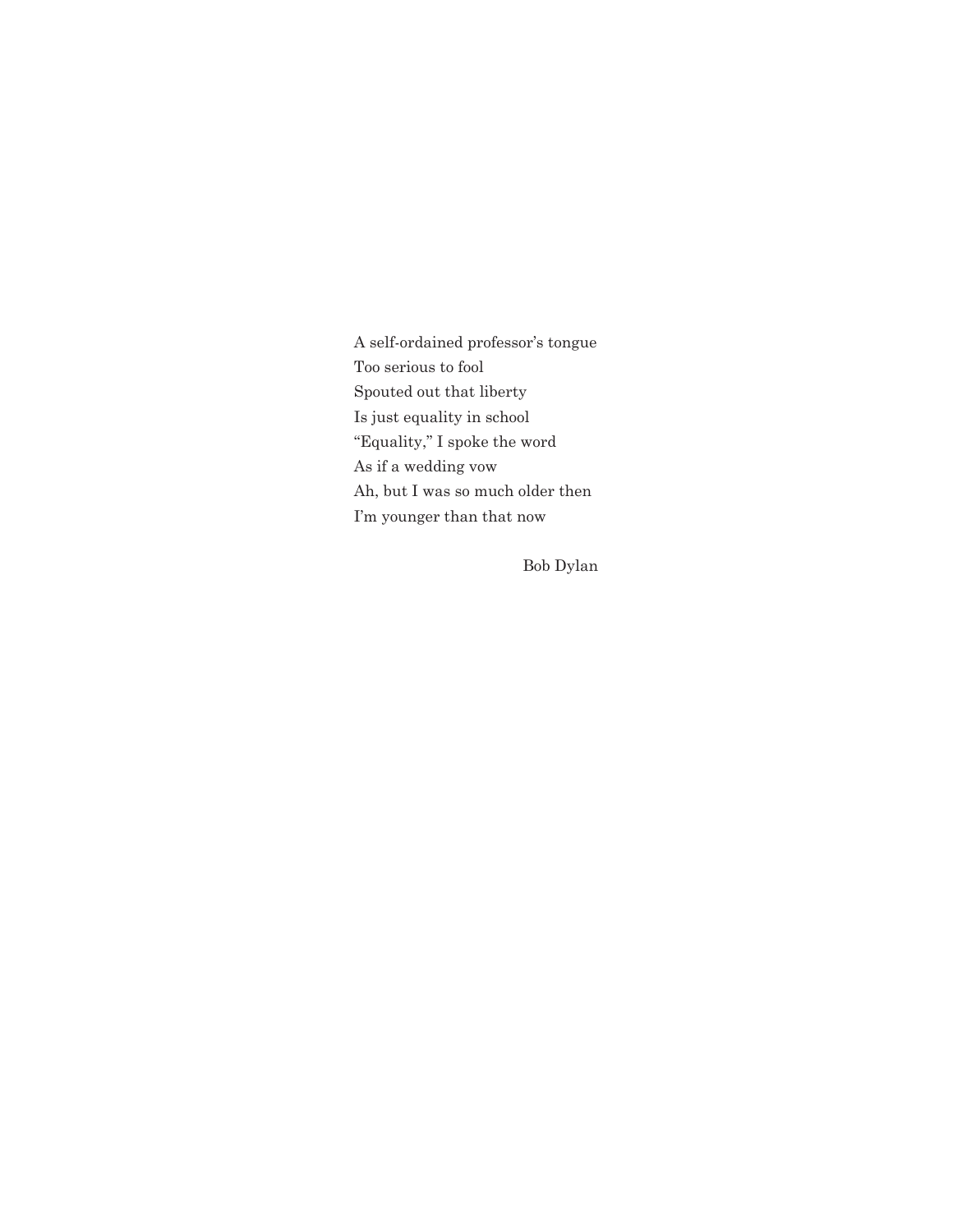A self-ordained professor's tongue  
Too serious to fool  
Spouted out that liberty  
Is just equality in school  
"Equality," I spoke the word  
As if a wedding vow  
Ah, but I was so much older then  
I'm younger than that now

Bob Dylan